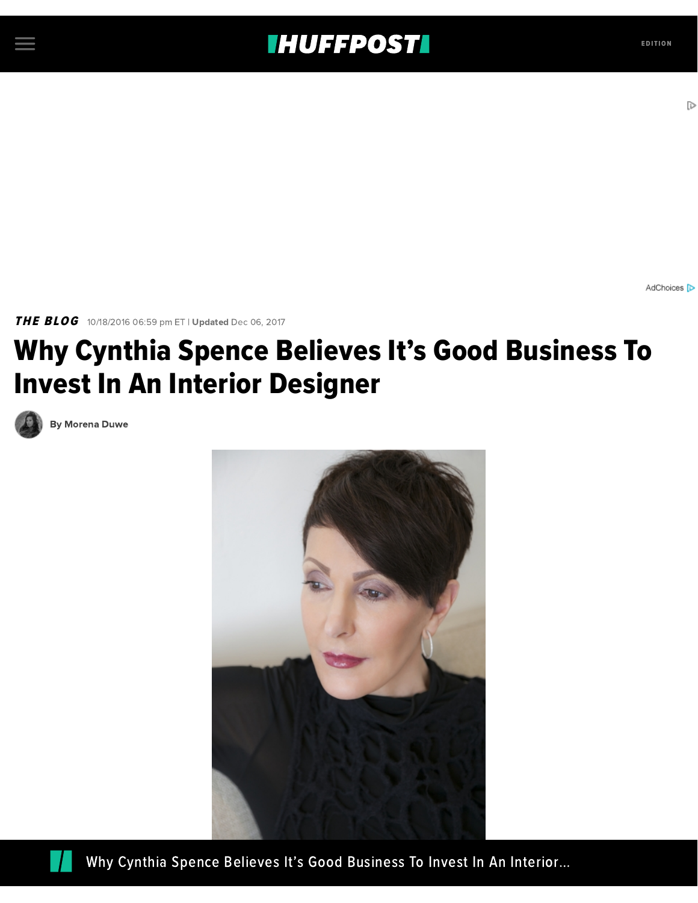***THE BLOG*** 10/18/2016 06:59 pm ET | **Updated** Dec 06, 2017

# Why Cynthia Spence Believes It's Good Business To Invest In An Interior Designer

**By Morena Duwe**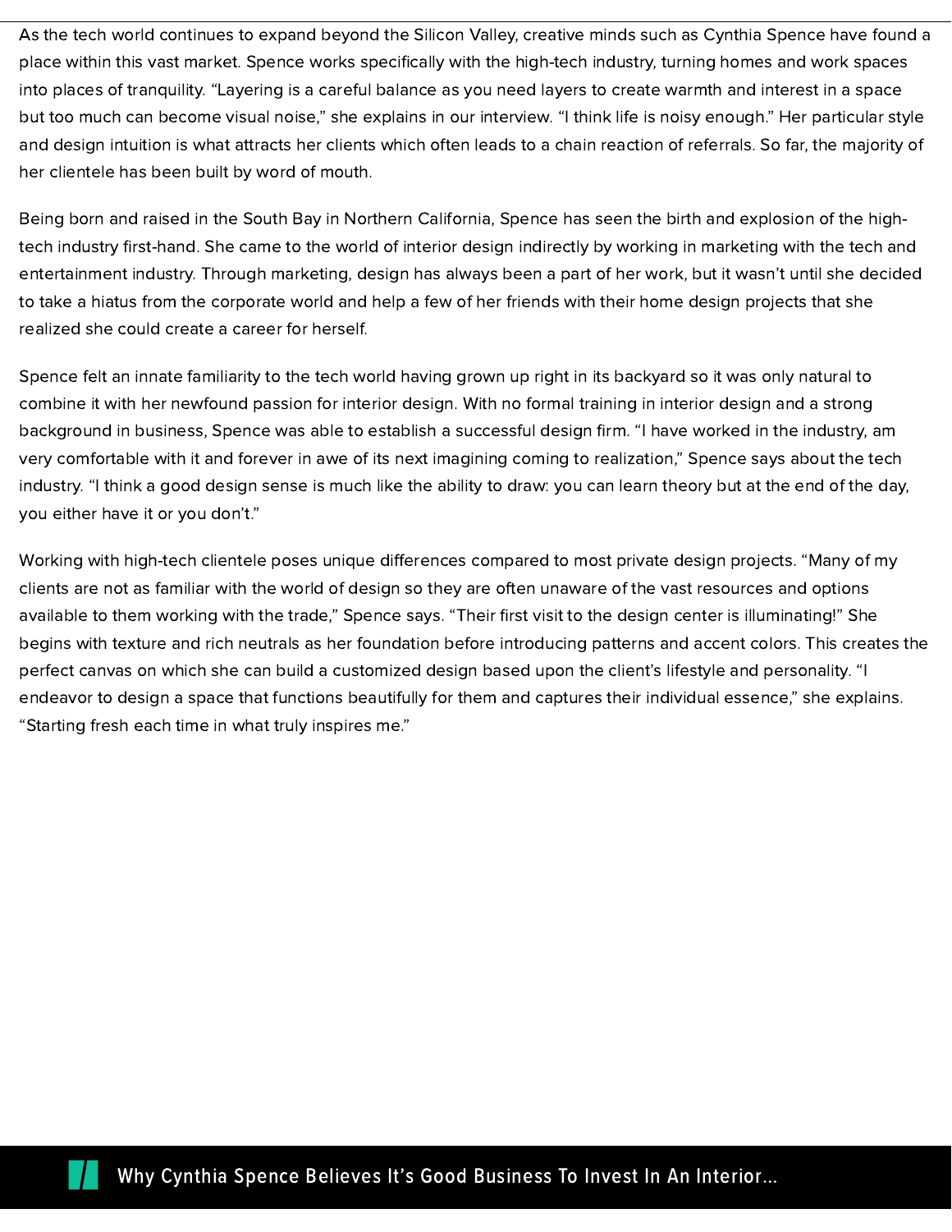As the tech world continues to expand beyond the Silicon Valley, creative minds such as Cynthia Spence have found a place within this vast market. Spence works specifically with the high-tech industry, turning homes and work spaces into places of tranquility. “Layering is a careful balance as you need layers to create warmth and interest in a space but too much can become visual noise,” she explains in our interview. “I think life is noisy enough.” Her particular style and design intuition is what attracts her clients which often leads to a chain reaction of referrals. So far, the majority of her clientele has been built by word of mouth.

Being born and raised in the South Bay in Northern California, Spence has seen the birth and explosion of the high-tech industry first-hand. She came to the world of interior design indirectly by working in marketing with the tech and entertainment industry. Through marketing, design has always been a part of her work, but it wasn’t until she decided to take a hiatus from the corporate world and help a few of her friends with their home design projects that she realized she could create a career for herself.

Spence felt an innate familiarity to the tech world having grown up right in its backyard so it was only natural to combine it with her newfound passion for interior design. With no formal training in interior design and a strong background in business, Spence was able to establish a successful design firm. “I have worked in the industry, am very comfortable with it and forever in awe of its next imagining coming to realization,” Spence says about the tech industry. “I think a good design sense is much like the ability to draw: you can learn theory but at the end of the day, you either have it or you don’t.”

Working with high-tech clientele poses unique differences compared to most private design projects. “Many of my clients are not as familiar with the world of design so they are often unaware of the vast resources and options available to them working with the trade,” Spence says. “Their first visit to the design center is illuminating!” She begins with texture and rich neutrals as her foundation before introducing patterns and accent colors. This creates the perfect canvas on which she can build a customized design based upon the client’s lifestyle and personality. “I endeavor to design a space that functions beautifully for them and captures their individual essence,” she explains. “Starting fresh each time in what truly inspires me.”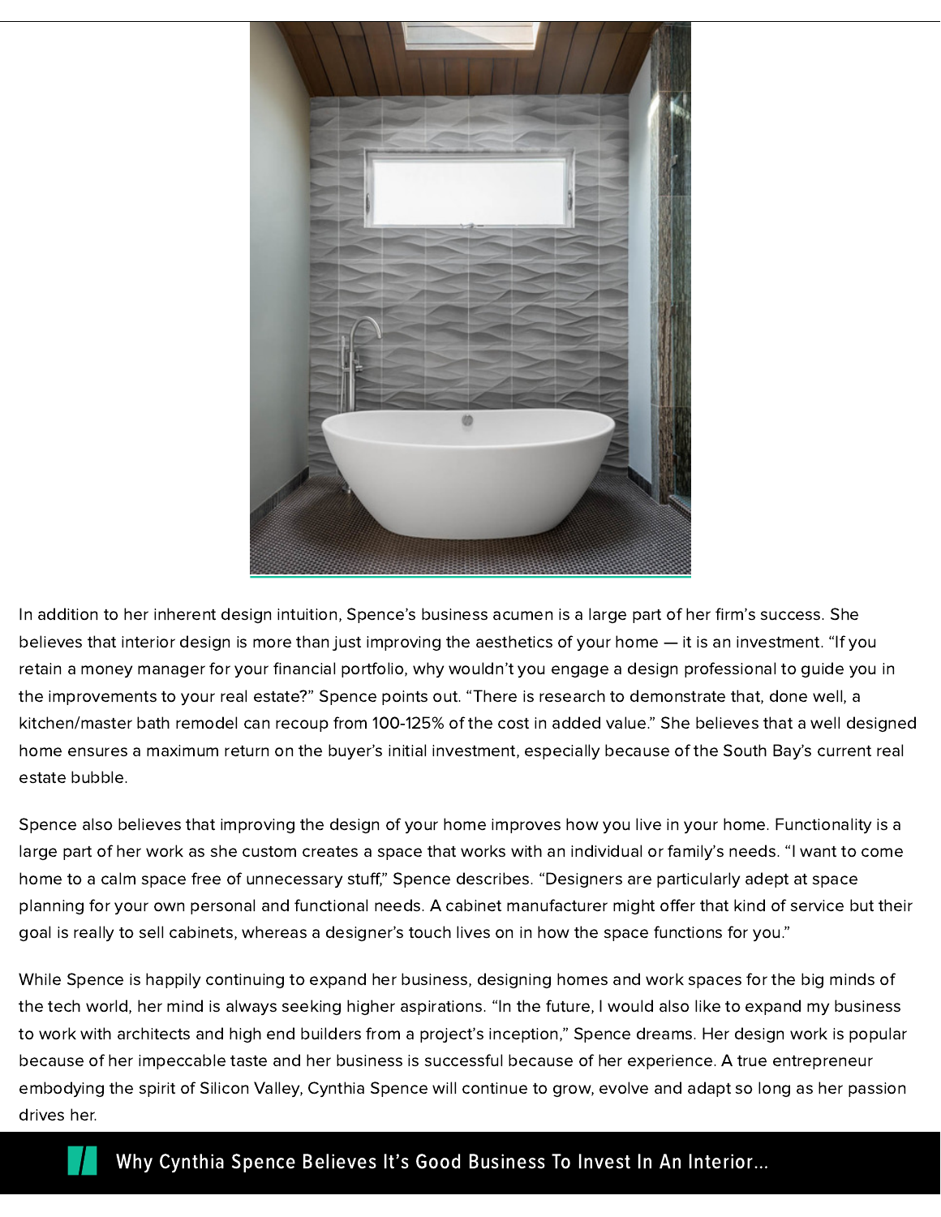In addition to her inherent design intuition, Spence's business acumen is a large part of her firm's success. She believes that interior design is more than just improving the aesthetics of your home — it is an investment. "If you retain a money manager for your financial portfolio, why wouldn't you engage a design professional to guide you in the improvements to your real estate?" Spence points out. "There is research to demonstrate that, done well, a kitchen/master bath remodel can recoup from 100-125% of the cost in added value." She believes that a well designed home ensures a maximum return on the buyer's initial investment, especially because of the South Bay's current real estate bubble.

Spence also believes that improving the design of your home improves how you live in your home. Functionality is a large part of her work as she custom creates a space that works with an individual or family's needs. "I want to come home to a calm space free of unnecessary stuff," Spence describes. "Designers are particularly adept at space planning for your own personal and functional needs. A cabinet manufacturer might offer that kind of service but their goal is really to sell cabinets, whereas a designer's touch lives on in how the space functions for you."

While Spence is happily continuing to expand her business, designing homes and work spaces for the big minds of the tech world, her mind is always seeking higher aspirations. "In the future, I would also like to expand my business to work with architects and high end builders from a project's inception," Spence dreams. Her design work is popular because of her impeccable taste and her business is successful because of her experience. A true entrepreneur embodying the spirit of Silicon Valley, Cynthia Spence will continue to grow, evolve and adapt so long as her passion drives her.